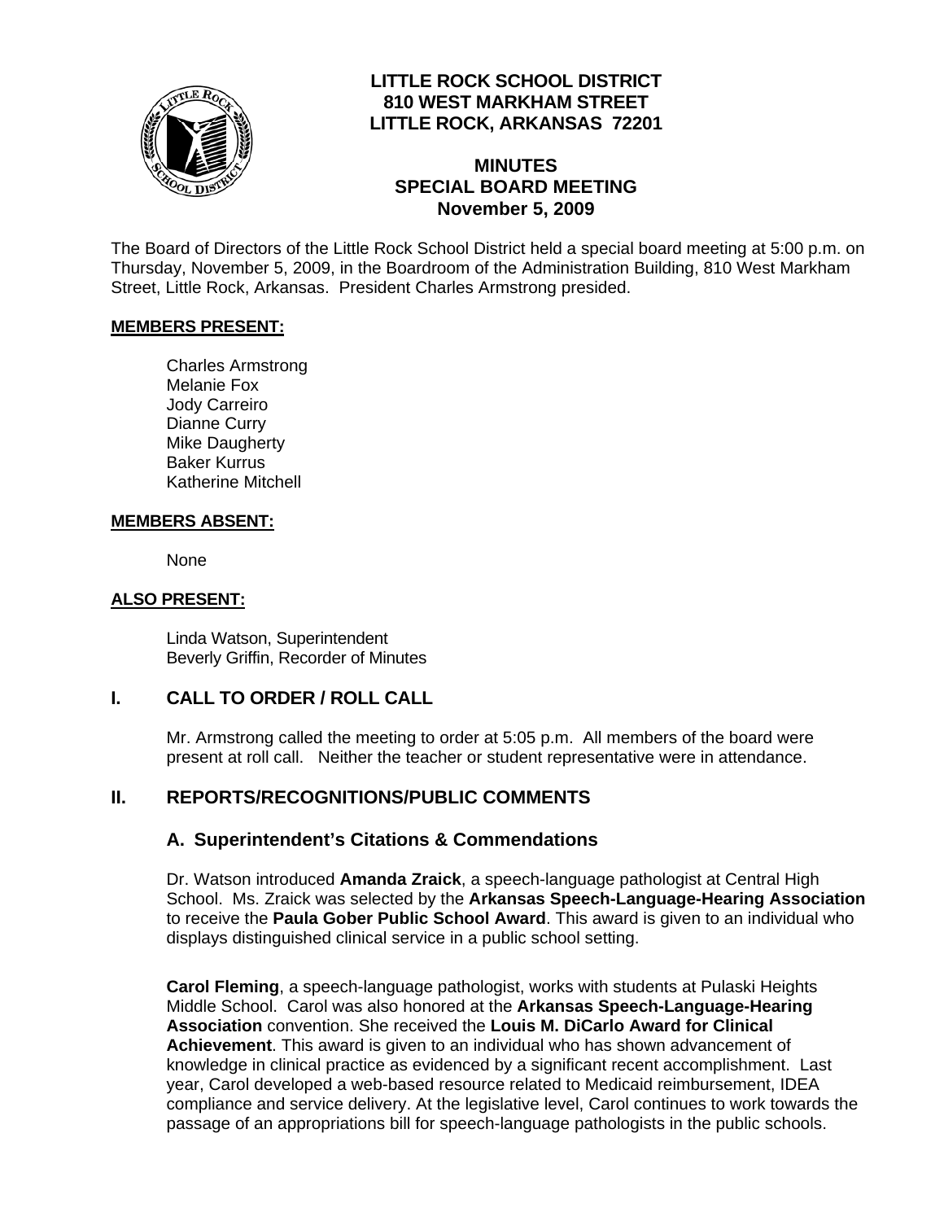# LITTLE ROCK SCHOOL DISTRICT
**810 WEST MARKHAM STREET**
**LITTLE ROCK, ARKANSAS 72201**

## MINUTES
## SPECIAL BOARD MEETING
## November 5, 2009

The Board of Directors of the Little Rock School District held a special board meeting at 5:00 p.m. on Thursday, November 5, 2009, in the Boardroom of the Administration Building, 810 West Markham Street, Little Rock, Arkansas. President Charles Armstrong presided.

**MEMBERS PRESENT:**

Charles Armstrong
Melanie Fox
Jody Carreiro
Dianne Curry
Mike Daugherty
Baker Kurrus
Katherine Mitchell

**MEMBERS ABSENT:**

None

**ALSO PRESENT:**

Linda Watson, Superintendent
Beverly Griffin, Recorder of Minutes

## I. CALL TO ORDER / ROLL CALL

Mr. Armstrong called the meeting to order at 5:05 p.m. All members of the board were present at roll call. Neither the teacher or student representative were in attendance.

## II. REPORTS/RECOGNITIONS/PUBLIC COMMENTS

### A. Superintendent's Citations & Commendations

Dr. Watson introduced **Amanda Zraick**, a speech-language pathologist at Central High School. Ms. Zraick was selected by the **Arkansas Speech-Language-Hearing Association** to receive the **Paula Gober Public School Award**. This award is given to an individual who displays distinguished clinical service in a public school setting.

**Carol Fleming**, a speech-language pathologist, works with students at Pulaski Heights Middle School. Carol was also honored at the **Arkansas Speech-Language-Hearing Association** convention. She received the **Louis M. DiCarlo Award for Clinical Achievement**. This award is given to an individual who has shown advancement of knowledge in clinical practice as evidenced by a significant recent accomplishment. Last year, Carol developed a web-based resource related to Medicaid reimbursement, IDEA compliance and service delivery. At the legislative level, Carol continues to work towards the passage of an appropriations bill for speech-language pathologists in the public schools.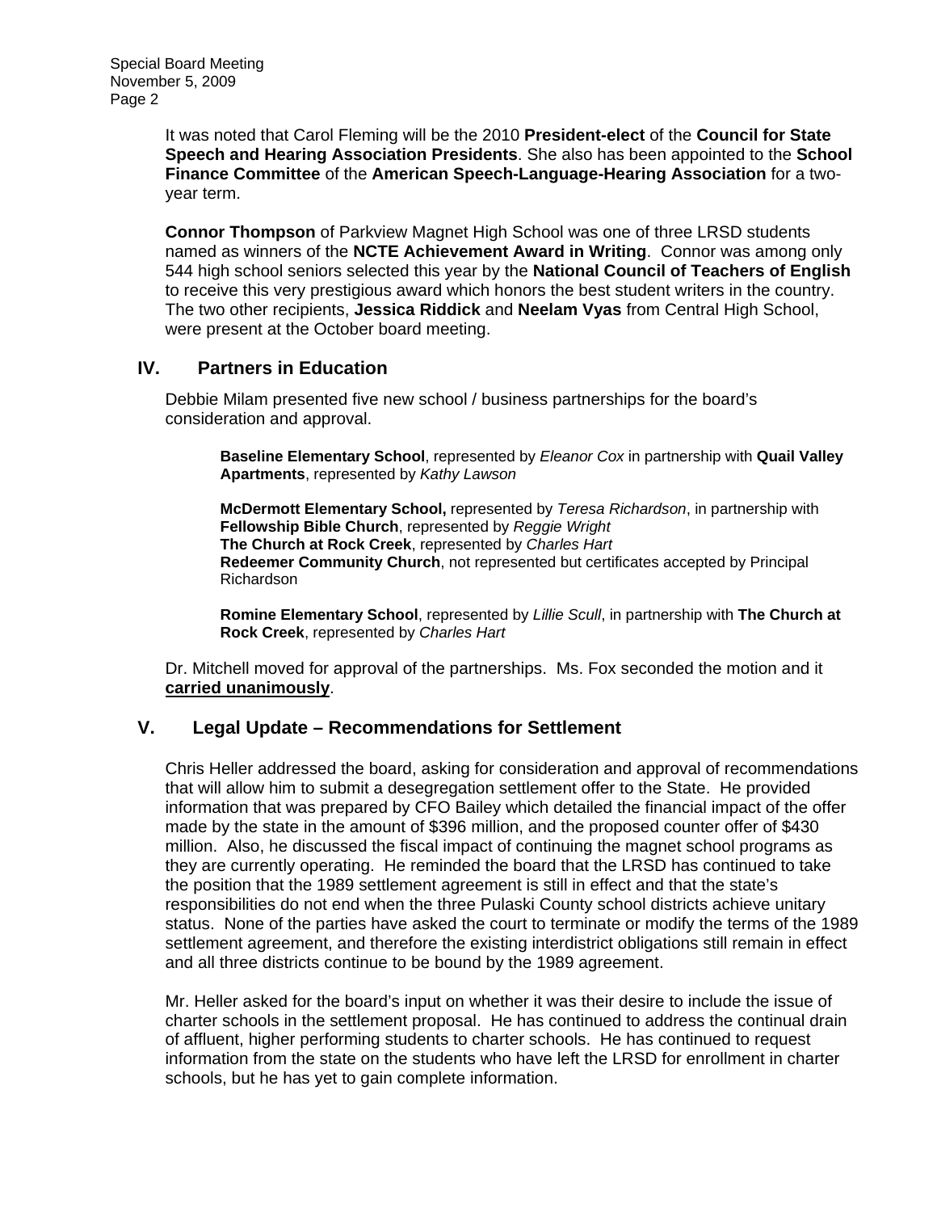It was noted that Carol Fleming will be the 2010 **President-elect** of the **Council for State Speech and Hearing Association Presidents**. She also has been appointed to the **School Finance Committee** of the **American Speech-Language-Hearing Association** for a two-year term.

**Connor Thompson** of Parkview Magnet High School was one of three LRSD students named as winners of the **NCTE Achievement Award in Writing**. Connor was among only 544 high school seniors selected this year by the **National Council of Teachers of English** to receive this very prestigious award which honors the best student writers in the country. The two other recipients, **Jessica Riddick** and **Neelam Vyas** from Central High School, were present at the October board meeting.

## IV. Partners in Education

Debbie Milam presented five new school / business partnerships for the board's consideration and approval.

**Baseline Elementary School**, represented by *Eleanor Cox* in partnership with **Quail Valley Apartments**, represented by *Kathy Lawson*

**McDermott Elementary School,** represented by *Teresa Richardson*, in partnership with
**Fellowship Bible Church**, represented by *Reggie Wright*
**The Church at Rock Creek**, represented by *Charles Hart*
**Redeemer Community Church**, not represented but certificates accepted by Principal Richardson

**Romine Elementary School**, represented by *Lillie Scull*, in partnership with **The Church at Rock Creek**, represented by *Charles Hart*

Dr. Mitchell moved for approval of the partnerships. Ms. Fox seconded the motion and it **carried unanimously**.

## V. Legal Update – Recommendations for Settlement

Chris Heller addressed the board, asking for consideration and approval of recommendations that will allow him to submit a desegregation settlement offer to the State. He provided information that was prepared by CFO Bailey which detailed the financial impact of the offer made by the state in the amount of $396 million, and the proposed counter offer of $430 million. Also, he discussed the fiscal impact of continuing the magnet school programs as they are currently operating. He reminded the board that the LRSD has continued to take the position that the 1989 settlement agreement is still in effect and that the state's responsibilities do not end when the three Pulaski County school districts achieve unitary status. None of the parties have asked the court to terminate or modify the terms of the 1989 settlement agreement, and therefore the existing interdistrict obligations still remain in effect and all three districts continue to be bound by the 1989 agreement.

Mr. Heller asked for the board's input on whether it was their desire to include the issue of charter schools in the settlement proposal. He has continued to address the continual drain of affluent, higher performing students to charter schools. He has continued to request information from the state on the students who have left the LRSD for enrollment in charter schools, but he has yet to gain complete information.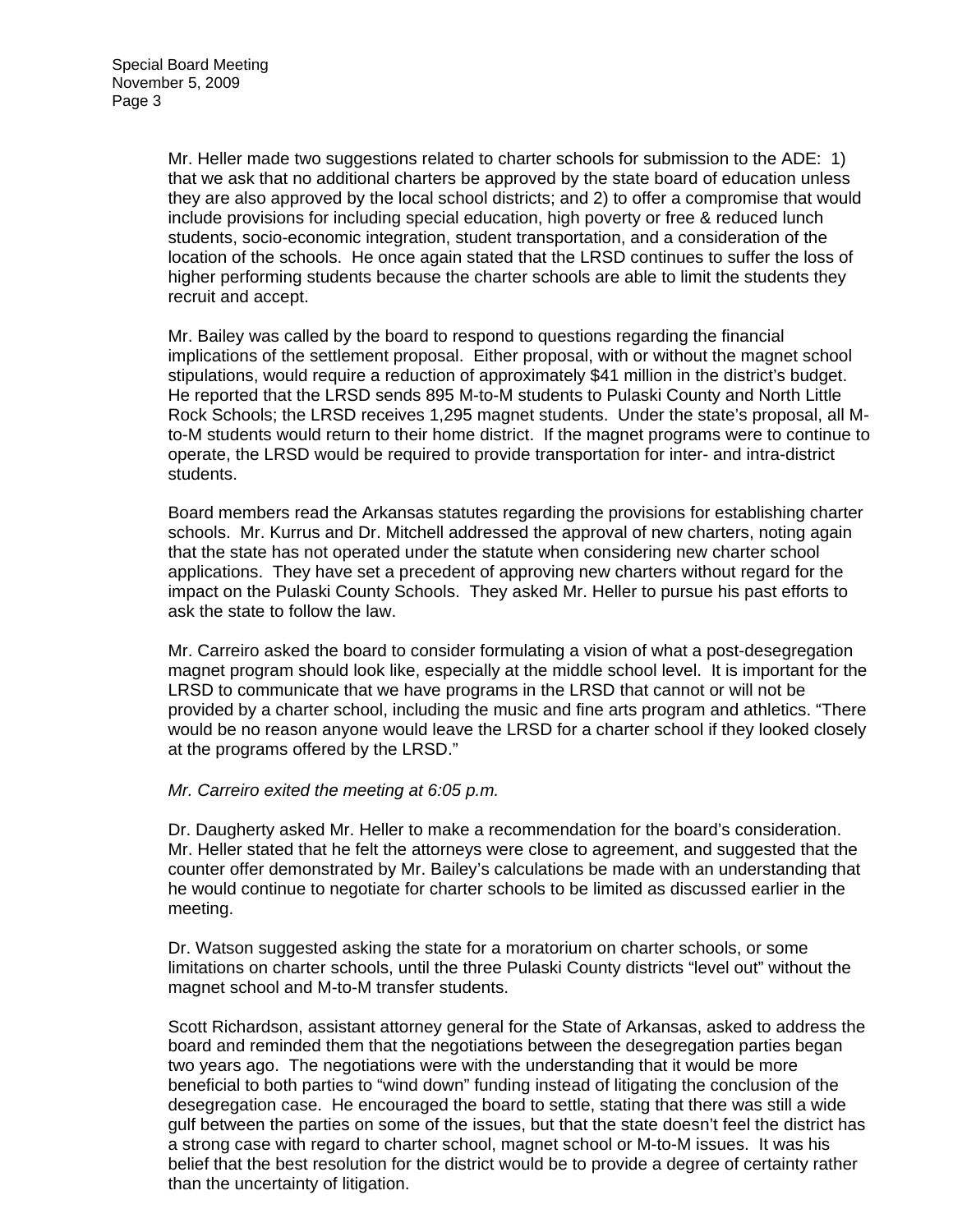Mr. Heller made two suggestions related to charter schools for submission to the ADE: 1) that we ask that no additional charters be approved by the state board of education unless they are also approved by the local school districts; and 2) to offer a compromise that would include provisions for including special education, high poverty or free & reduced lunch students, socio-economic integration, student transportation, and a consideration of the location of the schools. He once again stated that the LRSD continues to suffer the loss of higher performing students because the charter schools are able to limit the students they recruit and accept.

Mr. Bailey was called by the board to respond to questions regarding the financial implications of the settlement proposal. Either proposal, with or without the magnet school stipulations, would require a reduction of approximately $41 million in the district's budget. He reported that the LRSD sends 895 M-to-M students to Pulaski County and North Little Rock Schools; the LRSD receives 1,295 magnet students. Under the state's proposal, all M-to-M students would return to their home district. If the magnet programs were to continue to operate, the LRSD would be required to provide transportation for inter- and intra-district students.

Board members read the Arkansas statutes regarding the provisions for establishing charter schools. Mr. Kurrus and Dr. Mitchell addressed the approval of new charters, noting again that the state has not operated under the statute when considering new charter school applications. They have set a precedent of approving new charters without regard for the impact on the Pulaski County Schools. They asked Mr. Heller to pursue his past efforts to ask the state to follow the law.

Mr. Carreiro asked the board to consider formulating a vision of what a post-desegregation magnet program should look like, especially at the middle school level. It is important for the LRSD to communicate that we have programs in the LRSD that cannot or will not be provided by a charter school, including the music and fine arts program and athletics. "There would be no reason anyone would leave the LRSD for a charter school if they looked closely at the programs offered by the LRSD."

*Mr. Carreiro exited the meeting at 6:05 p.m.*

Dr. Daugherty asked Mr. Heller to make a recommendation for the board's consideration. Mr. Heller stated that he felt the attorneys were close to agreement, and suggested that the counter offer demonstrated by Mr. Bailey's calculations be made with an understanding that he would continue to negotiate for charter schools to be limited as discussed earlier in the meeting.

Dr. Watson suggested asking the state for a moratorium on charter schools, or some limitations on charter schools, until the three Pulaski County districts "level out" without the magnet school and M-to-M transfer students.

Scott Richardson, assistant attorney general for the State of Arkansas, asked to address the board and reminded them that the negotiations between the desegregation parties began two years ago. The negotiations were with the understanding that it would be more beneficial to both parties to "wind down" funding instead of litigating the conclusion of the desegregation case. He encouraged the board to settle, stating that there was still a wide gulf between the parties on some of the issues, but that the state doesn't feel the district has a strong case with regard to charter school, magnet school or M-to-M issues. It was his belief that the best resolution for the district would be to provide a degree of certainty rather than the uncertainty of litigation.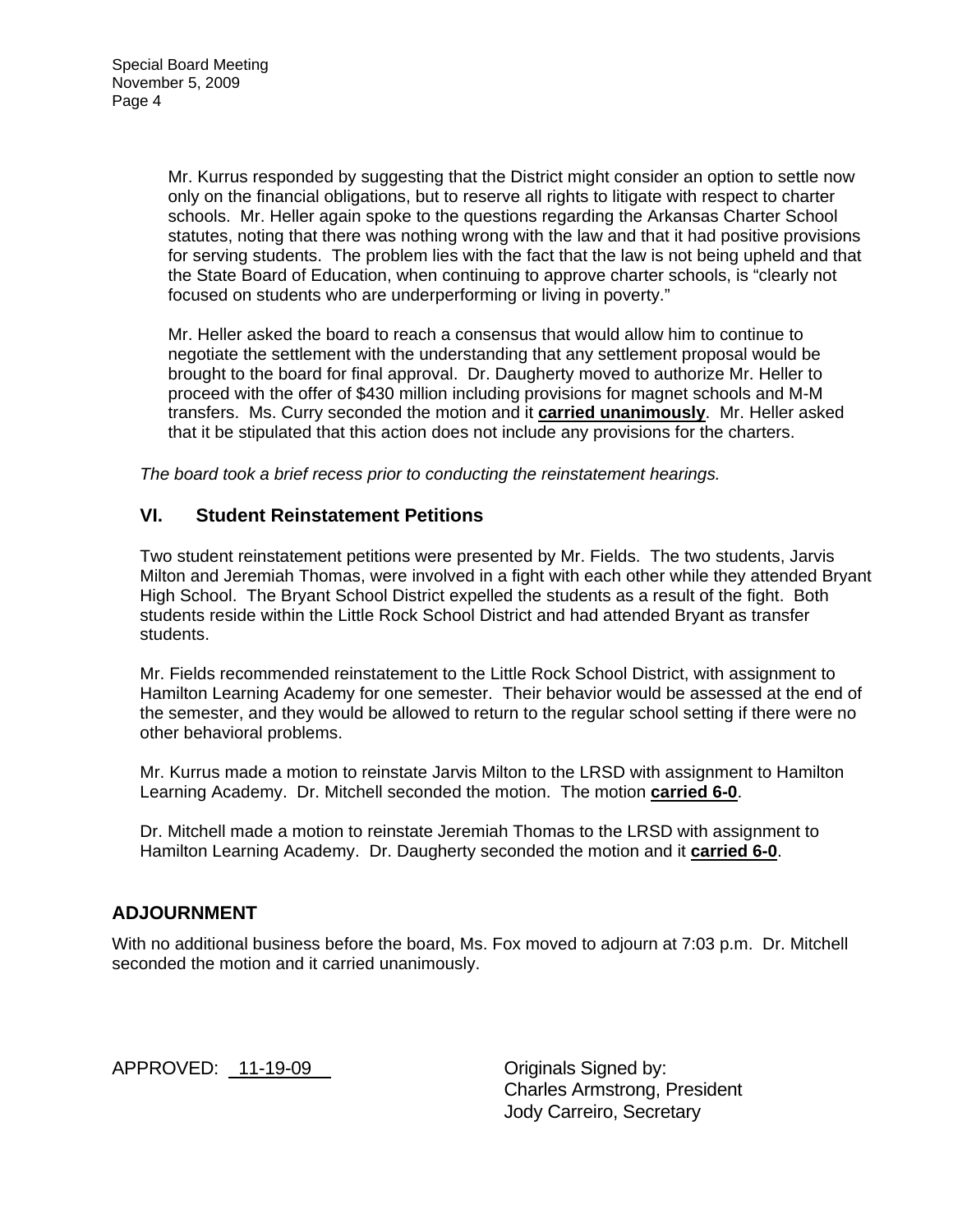Mr. Kurrus responded by suggesting that the District might consider an option to settle now only on the financial obligations, but to reserve all rights to litigate with respect to charter schools. Mr. Heller again spoke to the questions regarding the Arkansas Charter School statutes, noting that there was nothing wrong with the law and that it had positive provisions for serving students. The problem lies with the fact that the law is not being upheld and that the State Board of Education, when continuing to approve charter schools, is "clearly not focused on students who are underperforming or living in poverty."

Mr. Heller asked the board to reach a consensus that would allow him to continue to negotiate the settlement with the understanding that any settlement proposal would be brought to the board for final approval. Dr. Daugherty moved to authorize Mr. Heller to proceed with the offer of $430 million including provisions for magnet schools and M-M transfers. Ms. Curry seconded the motion and it **carried unanimously**. Mr. Heller asked that it be stipulated that this action does not include any provisions for the charters.

*The board took a brief recess prior to conducting the reinstatement hearings.*

## VI. Student Reinstatement Petitions

Two student reinstatement petitions were presented by Mr. Fields. The two students, Jarvis Milton and Jeremiah Thomas, were involved in a fight with each other while they attended Bryant High School. The Bryant School District expelled the students as a result of the fight. Both students reside within the Little Rock School District and had attended Bryant as transfer students.

Mr. Fields recommended reinstatement to the Little Rock School District, with assignment to Hamilton Learning Academy for one semester. Their behavior would be assessed at the end of the semester, and they would be allowed to return to the regular school setting if there were no other behavioral problems.

Mr. Kurrus made a motion to reinstate Jarvis Milton to the LRSD with assignment to Hamilton Learning Academy. Dr. Mitchell seconded the motion. The motion **carried 6-0**.

Dr. Mitchell made a motion to reinstate Jeremiah Thomas to the LRSD with assignment to Hamilton Learning Academy. Dr. Daugherty seconded the motion and it **carried 6-0**.

## ADJOURNMENT

With no additional business before the board, Ms. Fox moved to adjourn at 7:03 p.m. Dr. Mitchell seconded the motion and it carried unanimously.

APPROVED: 11-19-09

Originals Signed by:
Charles Armstrong, President
Jody Carreiro, Secretary